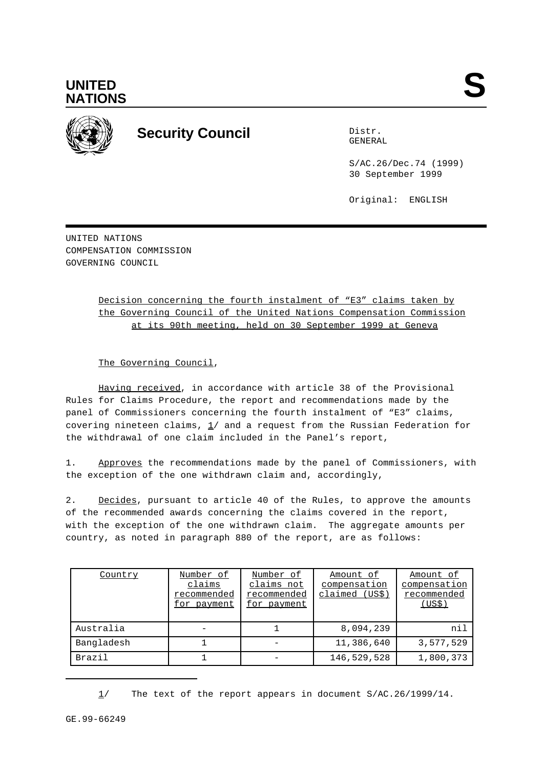# UNITED NATIONS

# S

## Security Council

Distr.
GENERAL

S/AC.26/Dec.74 (1999)
30 September 1999

Original: ENGLISH

UNITED NATIONS
COMPENSATION COMMISSION
GOVERNING COUNCIL

Decision concerning the fourth instalment of “E3” claims taken by the Governing Council of the United Nations Compensation Commission at its 90th meeting, held on 30 September 1999 at Geneva

The Governing Council,

Having received, in accordance with article 38 of the Provisional Rules for Claims Procedure, the report and recommendations made by the panel of Commissioners concerning the fourth instalment of “E3” claims, covering nineteen claims, 1/ and a request from the Russian Federation for the withdrawal of one claim included in the Panel’s report,

1. Approves the recommendations made by the panel of Commissioners, with the exception of the one withdrawn claim and, accordingly,

2. Decides, pursuant to article 40 of the Rules, to approve the amounts of the recommended awards concerning the claims covered in the report, with the exception of the one withdrawn claim. The aggregate amounts per country, as noted in paragraph 880 of the report, are as follows:

| Country | Number of claims recommended for payment | Number of claims not recommended for payment | Amount of compensation claimed (US$) | Amount of compensation recommended (US$) |
|---|---|---|---|---|
| Australia | - | 1 | 8,094,239 | nil |
| Bangladesh | 1 | - | 11,386,640 | 3,577,529 |
| Brazil | 1 | - | 146,529,528 | 1,800,373 |

1/ The text of the report appears in document S/AC.26/1999/14.

GE.99-66249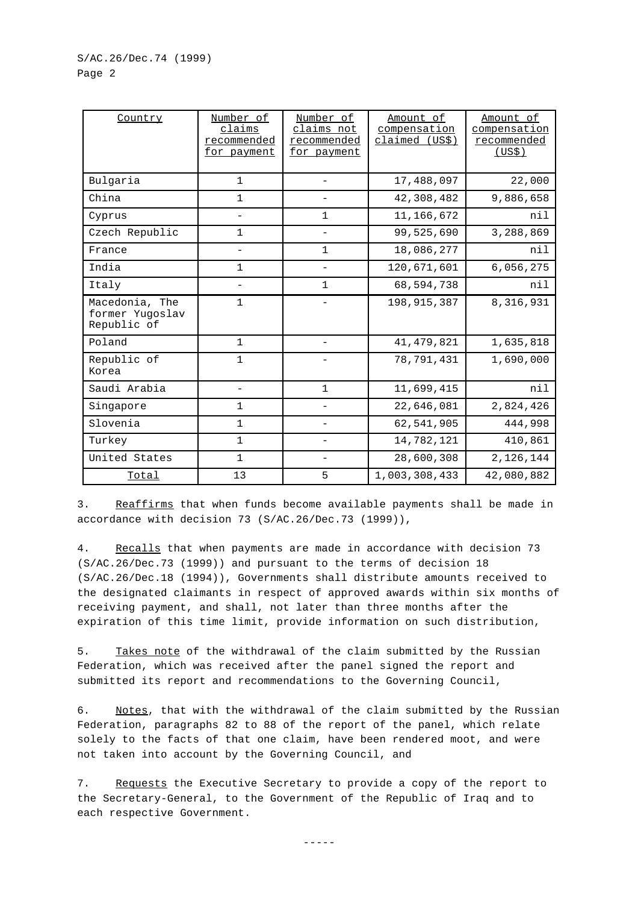| Country | Number of claims recommended for payment | Number of claims not recommended for payment | Amount of compensation claimed (US$) | Amount of compensation recommended (US$) |
|---|---|---|---|---|
| Bulgaria | 1 | - | 17,488,097 | 22,000 |
| China | 1 | - | 42,308,482 | 9,886,658 |
| Cyprus | - | 1 | 11,166,672 | nil |
| Czech Republic | 1 | - | 99,525,690 | 3,288,869 |
| France | - | 1 | 18,086,277 | nil |
| India | 1 | - | 120,671,601 | 6,056,275 |
| Italy | - | 1 | 68,594,738 | nil |
| Macedonia, The former Yugoslav Republic of | 1 | - | 198,915,387 | 8,316,931 |
| Poland | 1 | - | 41,479,821 | 1,635,818 |
| Republic of Korea | 1 | - | 78,791,431 | 1,690,000 |
| Saudi Arabia | - | 1 | 11,699,415 | nil |
| Singapore | 1 | - | 22,646,081 | 2,824,426 |
| Slovenia | 1 | - | 62,541,905 | 444,998 |
| Turkey | 1 | - | 14,782,121 | 410,861 |
| United States | 1 | - | 28,600,308 | 2,126,144 |
| Total | 13 | 5 | 1,003,308,433 | 42,080,882 |

3. Reaffirms that when funds become available payments shall be made in accordance with decision 73 (S/AC.26/Dec.73 (1999)),

4. Recalls that when payments are made in accordance with decision 73 (S/AC.26/Dec.73 (1999)) and pursuant to the terms of decision 18 (S/AC.26/Dec.18 (1994)), Governments shall distribute amounts received to the designated claimants in respect of approved awards within six months of receiving payment, and shall, not later than three months after the expiration of this time limit, provide information on such distribution,

5. Takes note of the withdrawal of the claim submitted by the Russian Federation, which was received after the panel signed the report and submitted its report and recommendations to the Governing Council,

6. Notes, that with the withdrawal of the claim submitted by the Russian Federation, paragraphs 82 to 88 of the report of the panel, which relate solely to the facts of that one claim, have been rendered moot, and were not taken into account by the Governing Council, and

7. Requests the Executive Secretary to provide a copy of the report to the Secretary-General, to the Government of the Republic of Iraq and to each respective Government.

-----